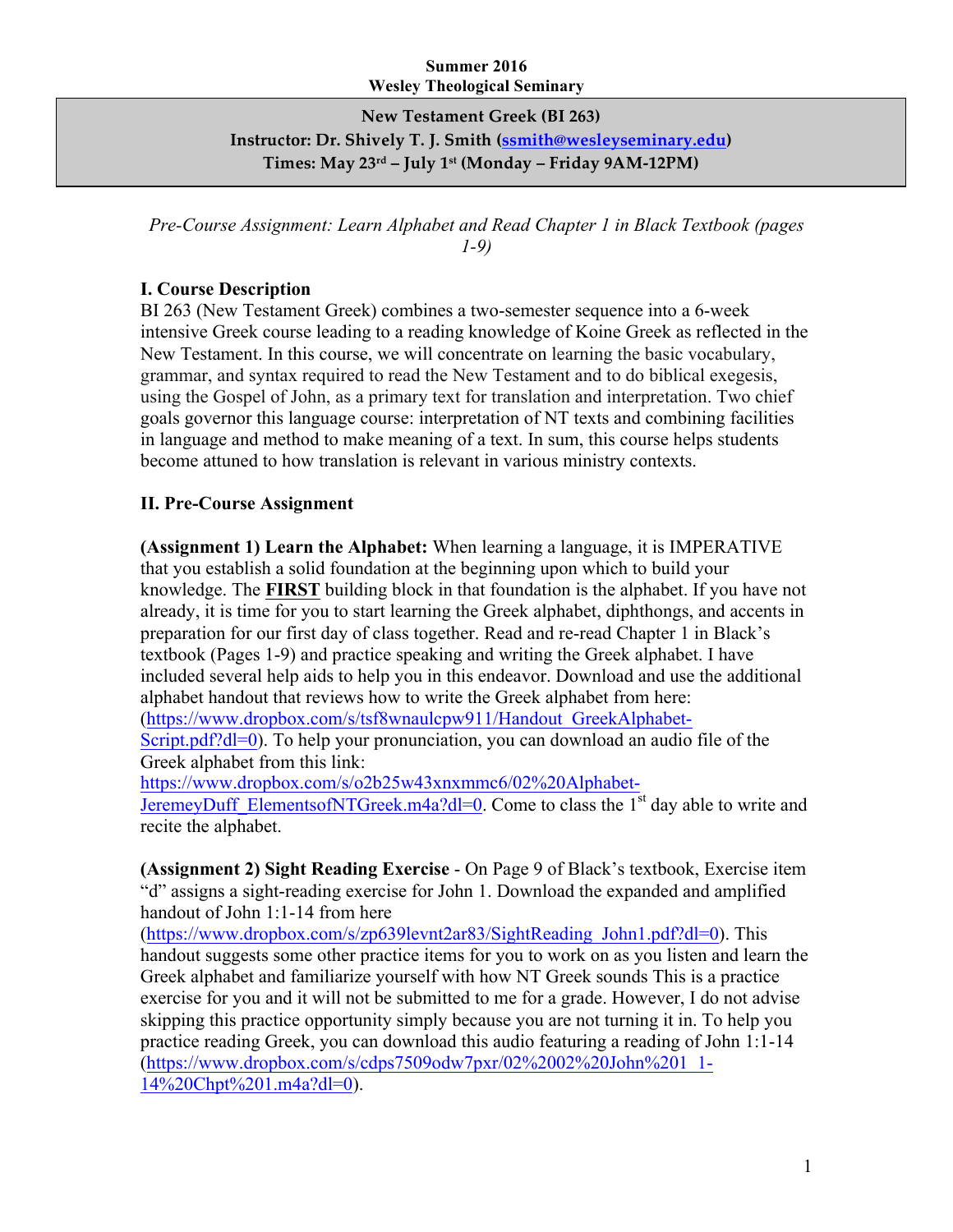**Summer 2016**
**Wesley Theological Seminary**

**New Testament Greek (BI 263)**
**Instructor: Dr. Shively T. J. Smith (ssmith@wesleyseminary.edu)**
**Times: May 23rd – July 1st (Monday – Friday 9AM-12PM)**

*Pre-Course Assignment: Learn Alphabet and Read Chapter 1 in Black Textbook (pages 1-9)*

## I. Course Description

BI 263 (New Testament Greek) combines a two-semester sequence into a 6-week intensive Greek course leading to a reading knowledge of Koine Greek as reflected in the New Testament. In this course, we will concentrate on learning the basic vocabulary, grammar, and syntax required to read the New Testament and to do biblical exegesis, using the Gospel of John, as a primary text for translation and interpretation. Two chief goals governor this language course: interpretation of NT texts and combining facilities in language and method to make meaning of a text. In sum, this course helps students become attuned to how translation is relevant in various ministry contexts.

## II. Pre-Course Assignment

**(Assignment 1) Learn the Alphabet:** When learning a language, it is IMPERATIVE that you establish a solid foundation at the beginning upon which to build your knowledge. The **FIRST** building block in that foundation is the alphabet. If you have not already, it is time for you to start learning the Greek alphabet, diphthongs, and accents in preparation for our first day of class together. Read and re-read Chapter 1 in Black's textbook (Pages 1-9) and practice speaking and writing the Greek alphabet. I have included several help aids to help you in this endeavor. Download and use the additional alphabet handout that reviews how to write the Greek alphabet from here: (https://www.dropbox.com/s/tsf8wnaulcpw911/Handout_GreekAlphabet-Script.pdf?dl=0). To help your pronunciation, you can download an audio file of the Greek alphabet from this link: https://www.dropbox.com/s/o2b25w43xnxmmc6/02%20Alphabet-JeremeyDuff_ElementsofNTGreek.m4a?dl=0. Come to class the 1st day able to write and recite the alphabet.

**(Assignment 2) Sight Reading Exercise** - On Page 9 of Black's textbook, Exercise item "d" assigns a sight-reading exercise for John 1. Download the expanded and amplified handout of John 1:1-14 from here (https://www.dropbox.com/s/zp639levnt2ar83/SightReading_John1.pdf?dl=0). This handout suggests some other practice items for you to work on as you listen and learn the Greek alphabet and familiarize yourself with how NT Greek sounds This is a practice exercise for you and it will not be submitted to me for a grade. However, I do not advise skipping this practice opportunity simply because you are not turning it in. To help you practice reading Greek, you can download this audio featuring a reading of John 1:1-14 (https://www.dropbox.com/s/cdps7509odw7pxr/02%2002%20John%201_1-14%20Chpt%201.m4a?dl=0).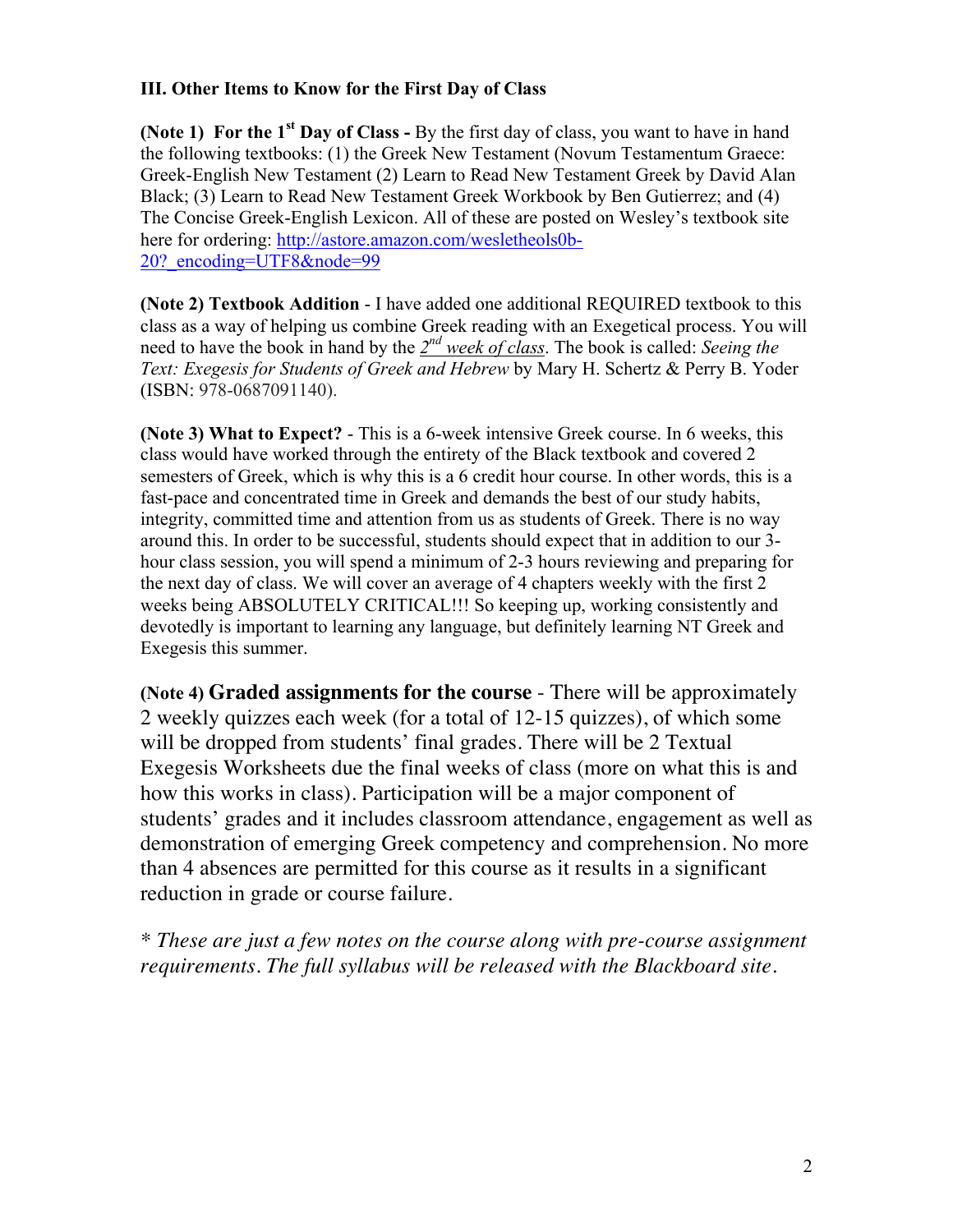### III. Other Items to Know for the First Day of Class

**(Note 1) For the 1st Day of Class -** By the first day of class, you want to have in hand the following textbooks: (1) the Greek New Testament (Novum Testamentum Graece: Greek-English New Testament (2) Learn to Read New Testament Greek by David Alan Black; (3) Learn to Read New Testament Greek Workbook by Ben Gutierrez; and (4) The Concise Greek-English Lexicon. All of these are posted on Wesley's textbook site here for ordering: [http://astore.amazon.com/wesletheols0b-20?_encoding=UTF8&node=99](http://astore.amazon.com/wesletheols0b-20?_encoding=UTF8&node=99)

**(Note 2) Textbook Addition** - I have added one additional REQUIRED textbook to this class as a way of helping us combine Greek reading with an Exegetical process. You will need to have the book in hand by the *2nd week of class*. The book is called: *Seeing the Text: Exegesis for Students of Greek and Hebrew* by Mary H. Schertz & Perry B. Yoder (ISBN: 978-0687091140).

**(Note 3) What to Expect?** - This is a 6-week intensive Greek course. In 6 weeks, this class would have worked through the entirety of the Black textbook and covered 2 semesters of Greek, which is why this is a 6 credit hour course. In other words, this is a fast-pace and concentrated time in Greek and demands the best of our study habits, integrity, committed time and attention from us as students of Greek. There is no way around this. In order to be successful, students should expect that in addition to our 3-hour class session, you will spend a minimum of 2-3 hours reviewing and preparing for the next day of class. We will cover an average of 4 chapters weekly with the first 2 weeks being ABSOLUTELY CRITICAL!!! So keeping up, working consistently and devotedly is important to learning any language, but definitely learning NT Greek and Exegesis this summer.

**(Note 4) Graded assignments for the course** - There will be approximately 2 weekly quizzes each week (for a total of 12-15 quizzes), of which some will be dropped from students' final grades. There will be 2 Textual Exegesis Worksheets due the final weeks of class (more on what this is and how this works in class). Participation will be a major component of students' grades and it includes classroom attendance, engagement as well as demonstration of emerging Greek competency and comprehension. No more than 4 absences are permitted for this course as it results in a significant reduction in grade or course failure.

*\* These are just a few notes on the course along with pre-course assignment requirements. The full syllabus will be released with the Blackboard site.*